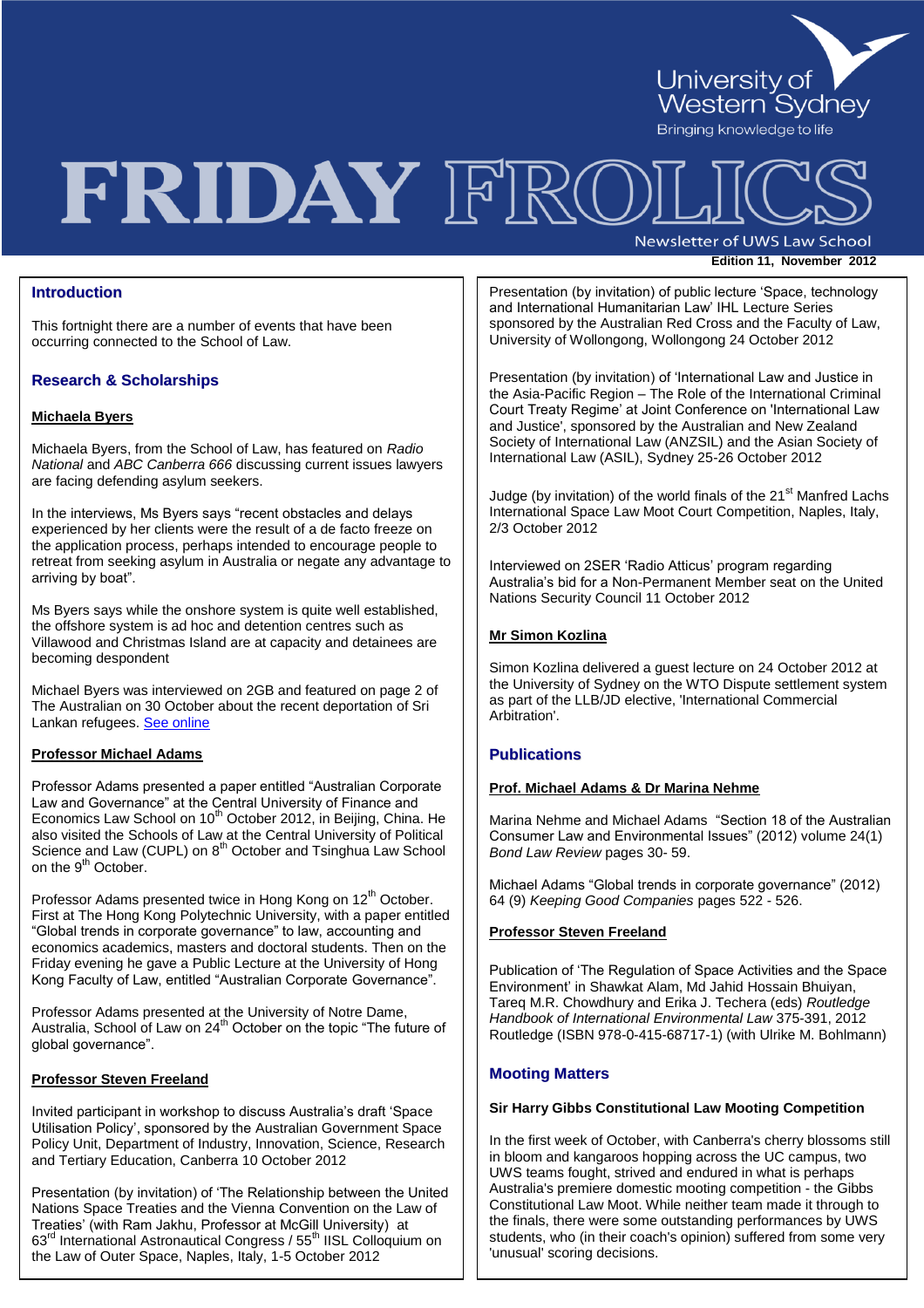University of Western Sydney

Bringing knowledge to life

# FRIDAY FROLICS

Newsletter of UWS Law School

**Edition 11, November 2012**

## Introduction

This fortnight there are a number of events that have been occurring connected to the School of Law.

## Research & Scholarships

### Michaela Byers

Michaela Byers, from the School of Law, has featured on *Radio National* and *ABC Canberra 666* discussing current issues lawyers are facing defending asylum seekers.

In the interviews, Ms Byers says "recent obstacles and delays experienced by her clients were the result of a de facto freeze on the application process, perhaps intended to encourage people to retreat from seeking asylum in Australia or negate any advantage to arriving by boat".

Ms Byers says while the onshore system is quite well established, the offshore system is ad hoc and detention centres such as Villawood and Christmas Island are at capacity and detainees are becoming despondent

Michael Byers was interviewed on 2GB and featured on page 2 of The Australian on 30 October about the recent deportation of Sri Lankan refugees. See online

### Professor Michael Adams

Professor Adams presented a paper entitled "Australian Corporate Law and Governance" at the Central University of Finance and Economics Law School on 10th October 2012, in Beijing, China. He also visited the Schools of Law at the Central University of Political Science and Law (CUPL) on 8th October and Tsinghua Law School on the 9th October.

Professor Adams presented twice in Hong Kong on 12th October. First at The Hong Kong Polytechnic University, with a paper entitled "Global trends in corporate governance" to law, accounting and economics academics, masters and doctoral students. Then on the Friday evening he gave a Public Lecture at the University of Hong Kong Faculty of Law, entitled "Australian Corporate Governance".

Professor Adams presented at the University of Notre Dame, Australia, School of Law on 24th October on the topic "The future of global governance".

### Professor Steven Freeland

Invited participant in workshop to discuss Australia's draft 'Space Utilisation Policy', sponsored by the Australian Government Space Policy Unit, Department of Industry, Innovation, Science, Research and Tertiary Education, Canberra 10 October 2012

Presentation (by invitation) of 'The Relationship between the United Nations Space Treaties and the Vienna Convention on the Law of Treaties' (with Ram Jakhu, Professor at McGill University) at 63rd International Astronautical Congress / 55th IISL Colloquium on the Law of Outer Space, Naples, Italy, 1-5 October 2012

Presentation (by invitation) of public lecture 'Space, technology and International Humanitarian Law' IHL Lecture Series sponsored by the Australian Red Cross and the Faculty of Law, University of Wollongong, Wollongong 24 October 2012

Presentation (by invitation) of 'International Law and Justice in the Asia-Pacific Region – The Role of the International Criminal Court Treaty Regime' at Joint Conference on 'International Law and Justice', sponsored by the Australian and New Zealand Society of International Law (ANZSIL) and the Asian Society of International Law (ASIL), Sydney 25-26 October 2012

Judge (by invitation) of the world finals of the 21st Manfred Lachs International Space Law Moot Court Competition, Naples, Italy, 2/3 October 2012

Interviewed on 2SER 'Radio Atticus' program regarding Australia's bid for a Non-Permanent Member seat on the United Nations Security Council 11 October 2012

### Mr Simon Kozlina

Simon Kozlina delivered a guest lecture on 24 October 2012 at the University of Sydney on the WTO Dispute settlement system as part of the LLB/JD elective, 'International Commercial Arbitration'.

## Publications

### Prof. Michael Adams & Dr Marina Nehme

Marina Nehme and Michael Adams "Section 18 of the Australian Consumer Law and Environmental Issues" (2012) volume 24(1) *Bond Law Review* pages 30- 59.

Michael Adams "Global trends in corporate governance" (2012) 64 (9) *Keeping Good Companies* pages 522 - 526.

### Professor Steven Freeland

Publication of 'The Regulation of Space Activities and the Space Environment' in Shawkat Alam, Md Jahid Hossain Bhuiyan, Tareq M.R. Chowdhury and Erika J. Techera (eds) *Routledge Handbook of International Environmental Law* 375-391, 2012 Routledge (ISBN 978-0-415-68717-1) (with Ulrike M. Bohlmann)

## Mooting Matters

**Sir Harry Gibbs Constitutional Law Mooting Competition**

In the first week of October, with Canberra's cherry blossoms still in bloom and kangaroos hopping across the UC campus, two UWS teams fought, strived and endured in what is perhaps Australia's premiere domestic mooting competition - the Gibbs Constitutional Law Moot. While neither team made it through to the finals, there were some outstanding performances by UWS students, who (in their coach's opinion) suffered from some very 'unusual' scoring decisions.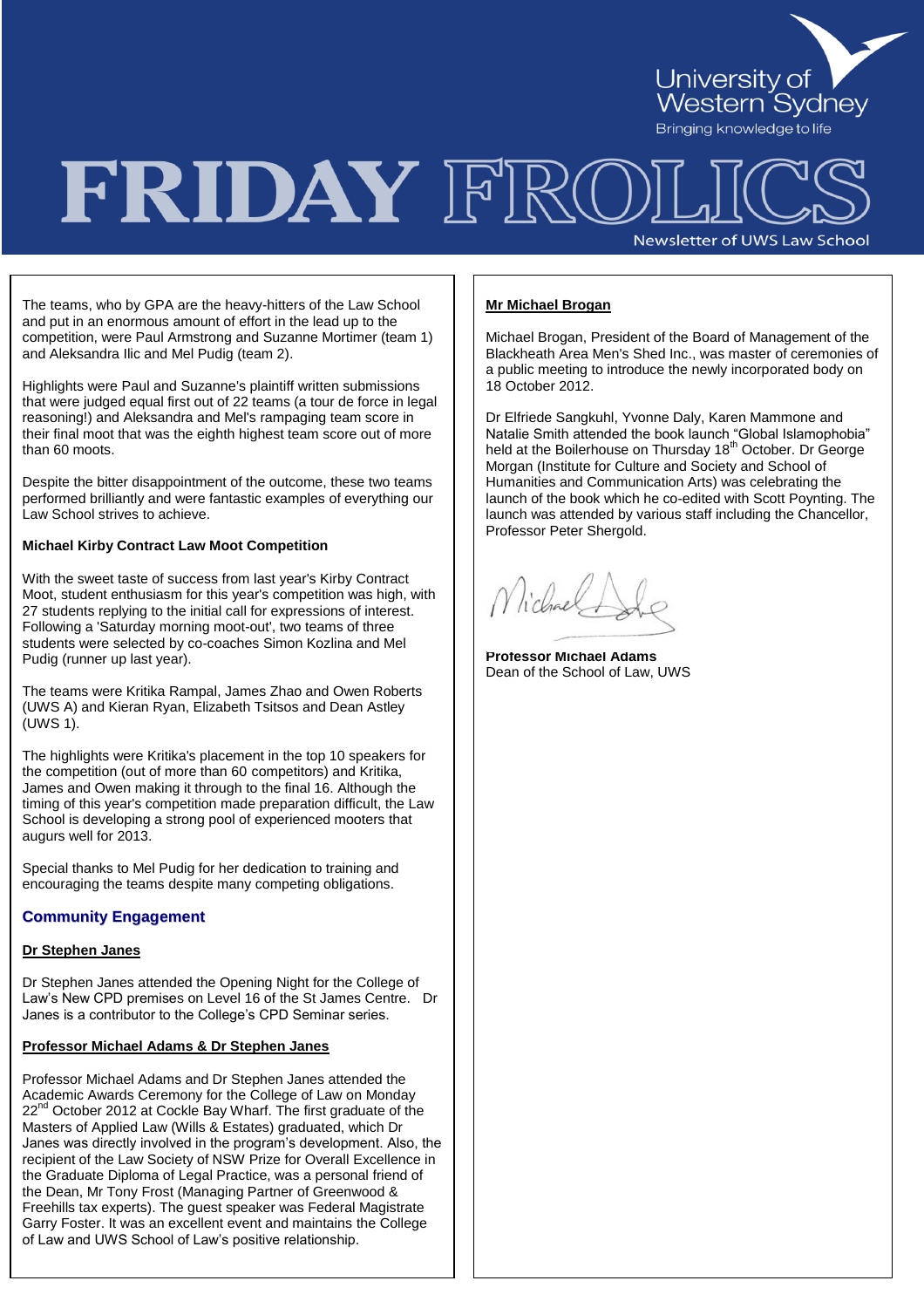The teams, who by GPA are the heavy-hitters of the Law School and put in an enormous amount of effort in the lead up to the competition, were Paul Armstrong and Suzanne Mortimer (team 1) and Aleksandra Ilic and Mel Pudig (team 2).

Highlights were Paul and Suzanne's plaintiff written submissions that were judged equal first out of 22 teams (a tour de force in legal reasoning!) and Aleksandra and Mel's rampaging team score in their final moot that was the eighth highest team score out of more than 60 moots.

Despite the bitter disappointment of the outcome, these two teams performed brilliantly and were fantastic examples of everything our Law School strives to achieve.

**Michael Kirby Contract Law Moot Competition**

With the sweet taste of success from last year's Kirby Contract Moot, student enthusiasm for this year's competition was high, with 27 students replying to the initial call for expressions of interest. Following a 'Saturday morning moot-out', two teams of three students were selected by co-coaches Simon Kozlina and Mel Pudig (runner up last year).

The teams were Kritika Rampal, James Zhao and Owen Roberts (UWS A) and Kieran Ryan, Elizabeth Tsitsos and Dean Astley (UWS 1).

The highlights were Kritika's placement in the top 10 speakers for the competition (out of more than 60 competitors) and Kritika, James and Owen making it through to the final 16. Although the timing of this year's competition made preparation difficult, the Law School is developing a strong pool of experienced mooters that augurs well for 2013.

Special thanks to Mel Pudig for her dedication to training and encouraging the teams despite many competing obligations.

## Community Engagement

**Dr Stephen Janes**

Dr Stephen Janes attended the Opening Night for the College of Law's New CPD premises on Level 16 of the St James Centre. Dr Janes is a contributor to the College's CPD Seminar series.

**Professor Michael Adams & Dr Stephen Janes**

Professor Michael Adams and Dr Stephen Janes attended the Academic Awards Ceremony for the College of Law on Monday 22nd October 2012 at Cockle Bay Wharf. The first graduate of the Masters of Applied Law (Wills & Estates) graduated, which Dr Janes was directly involved in the program's development. Also, the recipient of the Law Society of NSW Prize for Overall Excellence in the Graduate Diploma of Legal Practice, was a personal friend of the Dean, Mr Tony Frost (Managing Partner of Greenwood & Freehills tax experts). The guest speaker was Federal Magistrate Garry Foster. It was an excellent event and maintains the College of Law and UWS School of Law's positive relationship.

**Mr Michael Brogan**

Michael Brogan, President of the Board of Management of the Blackheath Area Men's Shed Inc., was master of ceremonies of a public meeting to introduce the newly incorporated body on 18 October 2012.

Dr Elfriede Sangkuhl, Yvonne Daly, Karen Mammone and Natalie Smith attended the book launch "Global Islamophobia" held at the Boilerhouse on Thursday 18th October. Dr George Morgan (Institute for Culture and Society and School of Humanities and Communication Arts) was celebrating the launch of the book which he co-edited with Scott Poynting. The launch was attended by various staff including the Chancellor, Professor Peter Shergold.

**Professor Michael Adams**
Dean of the School of Law, UWS